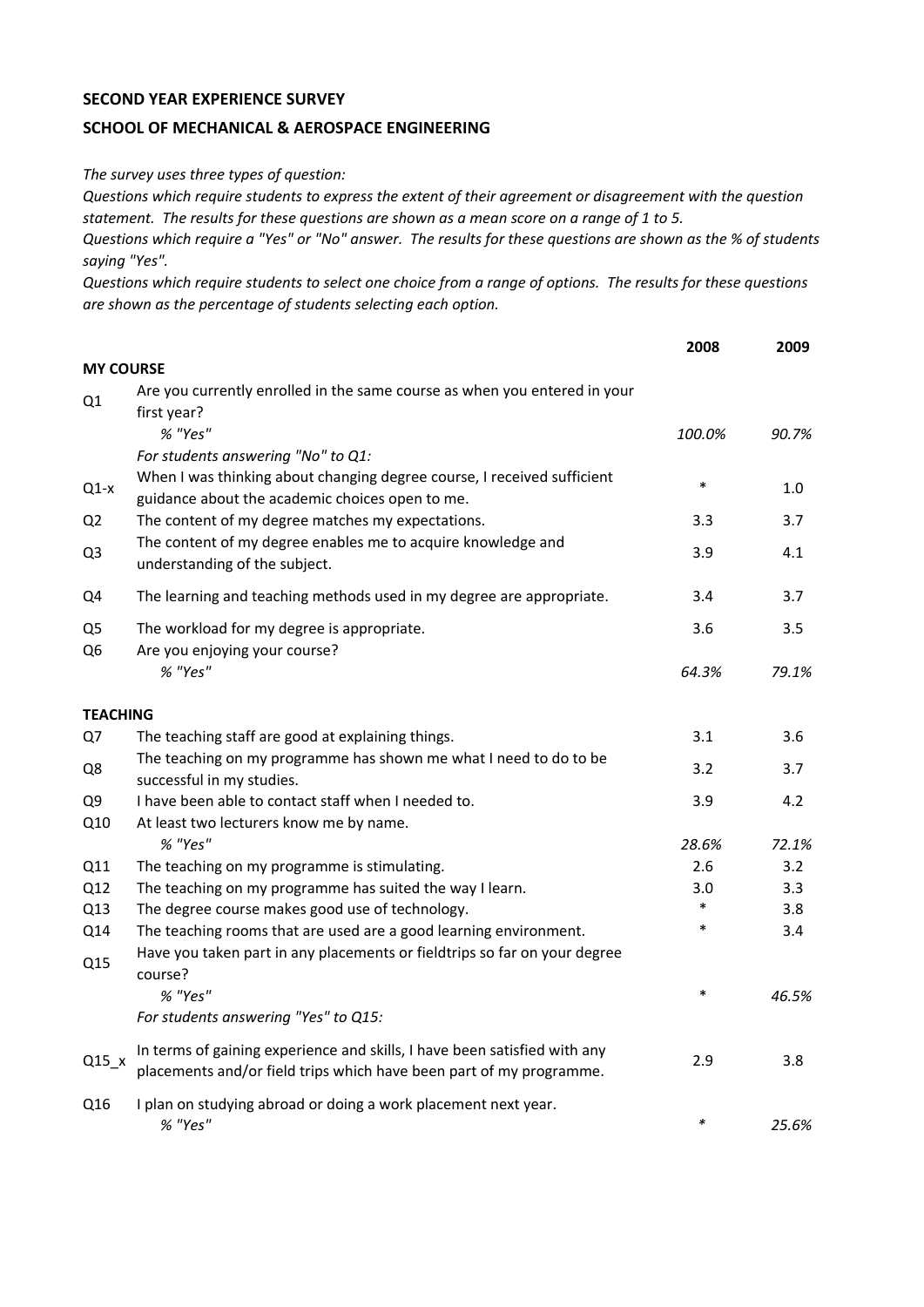**SECOND YEAR EXPERIENCE SURVEY**

**SCHOOL OF MECHANICAL & AEROSPACE ENGINEERING**

*The survey uses three types of question:*
*Questions which require students to express the extent of their agreement or disagreement with the question statement. The results for these questions are shown as a mean score on a range of 1 to 5.*
*Questions which require a "Yes" or "No" answer. The results for these questions are shown as the % of students saying "Yes".*
*Questions which require students to select one choice from a range of options. The results for these questions are shown as the percentage of students selecting each option.*

| | | 2008 | 2009 |
|---|---|---|---|
| **MY COURSE** | | | |
| Q1 | Are you currently enrolled in the same course as when you entered in your first year? | | |
| | *% "Yes"* | *100.0%* | *90.7%* |
| | *For students answering "No" to Q1:* | | |
| Q1-x | When I was thinking about changing degree course, I received sufficient guidance about the academic choices open to me. | * | 1.0 |
| Q2 | The content of my degree matches my expectations. | 3.3 | 3.7 |
| Q3 | The content of my degree enables me to acquire knowledge and understanding of the subject. | 3.9 | 4.1 |
| Q4 | The learning and teaching methods used in my degree are appropriate. | 3.4 | 3.7 |
| Q5 | The workload for my degree is appropriate. | 3.6 | 3.5 |
| Q6 | Are you enjoying your course? | | |
| | *% "Yes"* | *64.3%* | *79.1%* |
| **TEACHING** | | | |
| Q7 | The teaching staff are good at explaining things. | 3.1 | 3.6 |
| Q8 | The teaching on my programme has shown me what I need to do to be successful in my studies. | 3.2 | 3.7 |
| Q9 | I have been able to contact staff when I needed to. | 3.9 | 4.2 |
| Q10 | At least two lecturers know me by name. | | |
| | *% "Yes"* | *28.6%* | *72.1%* |
| Q11 | The teaching on my programme is stimulating. | 2.6 | 3.2 |
| Q12 | The teaching on my programme has suited the way I learn. | 3.0 | 3.3 |
| Q13 | The degree course makes good use of technology. | * | 3.8 |
| Q14 | The teaching rooms that are used are a good learning environment. | * | 3.4 |
| Q15 | Have you taken part in any placements or fieldtrips so far on your degree course? | | |
| | *% "Yes"* | * | *46.5%* |
| | *For students answering "Yes" to Q15:* | | |
| Q15_x | In terms of gaining experience and skills, I have been satisfied with any placements and/or field trips which have been part of my programme. | 2.9 | 3.8 |
| Q16 | I plan on studying abroad or doing a work placement next year. | | |
| | *% "Yes"* | * | *25.6%* |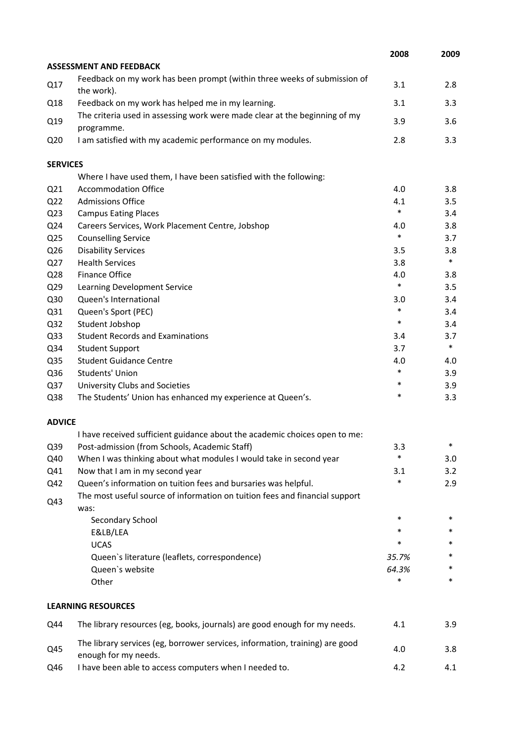| | | 2008 | 2009 |
|---|---|---|---|
| **ASSESSMENT AND FEEDBACK** | | | |
| Q17 | Feedback on my work has been prompt (within three weeks of submission of the work). | 3.1 | 2.8 |
| Q18 | Feedback on my work has helped me in my learning. | 3.1 | 3.3 |
| Q19 | The criteria used in assessing work were made clear at the beginning of my programme. | 3.9 | 3.6 |
| Q20 | I am satisfied with my academic performance on my modules. | 2.8 | 3.3 |
| **SERVICES** | | | |
| | Where I have used them, I have been satisfied with the following: | | |
| Q21 | Accommodation Office | 4.0 | 3.8 |
| Q22 | Admissions Office | 4.1 | 3.5 |
| Q23 | Campus Eating Places | * | 3.4 |
| Q24 | Careers Services, Work Placement Centre, Jobshop | 4.0 | 3.8 |
| Q25 | Counselling Service | * | 3.7 |
| Q26 | Disability Services | 3.5 | 3.8 |
| Q27 | Health Services | 3.8 | * |
| Q28 | Finance Office | 4.0 | 3.8 |
| Q29 | Learning Development Service | * | 3.5 |
| Q30 | Queen's International | 3.0 | 3.4 |
| Q31 | Queen's Sport (PEC) | * | 3.4 |
| Q32 | Student Jobshop | * | 3.4 |
| Q33 | Student Records and Examinations | 3.4 | 3.7 |
| Q34 | Student Support | 3.7 | * |
| Q35 | Student Guidance Centre | 4.0 | 4.0 |
| Q36 | Students' Union | * | 3.9 |
| Q37 | University Clubs and Societies | * | 3.9 |
| Q38 | The Students' Union has enhanced my experience at Queen's. | * | 3.3 |
| **ADVICE** | | | |
| | I have received sufficient guidance about the academic choices open to me: | | |
| Q39 | Post-admission (from Schools, Academic Staff) | 3.3 | * |
| Q40 | When I was thinking about what modules I would take in second year | * | 3.0 |
| Q41 | Now that I am in my second year | 3.1 | 3.2 |
| Q42 | Queen's information on tuition fees and bursaries was helpful. | * | 2.9 |
| Q43 | The most useful source of information on tuition fees and financial support was: | | |
| | Secondary School | * | * |
| | E&LB/LEA | * | * |
| | UCAS | * | * |
| | Queen`s literature (leaflets, correspondence) | *35.7%* | * |
| | Queen`s website | *64.3%* | * |
| | Other | * | * |
| **LEARNING RESOURCES** | | | |
| Q44 | The library resources (eg, books, journals) are good enough for my needs. | 4.1 | 3.9 |
| Q45 | The library services (eg, borrower services, information, training) are good enough for my needs. | 4.0 | 3.8 |
| Q46 | I have been able to access computers when I needed to. | 4.2 | 4.1 |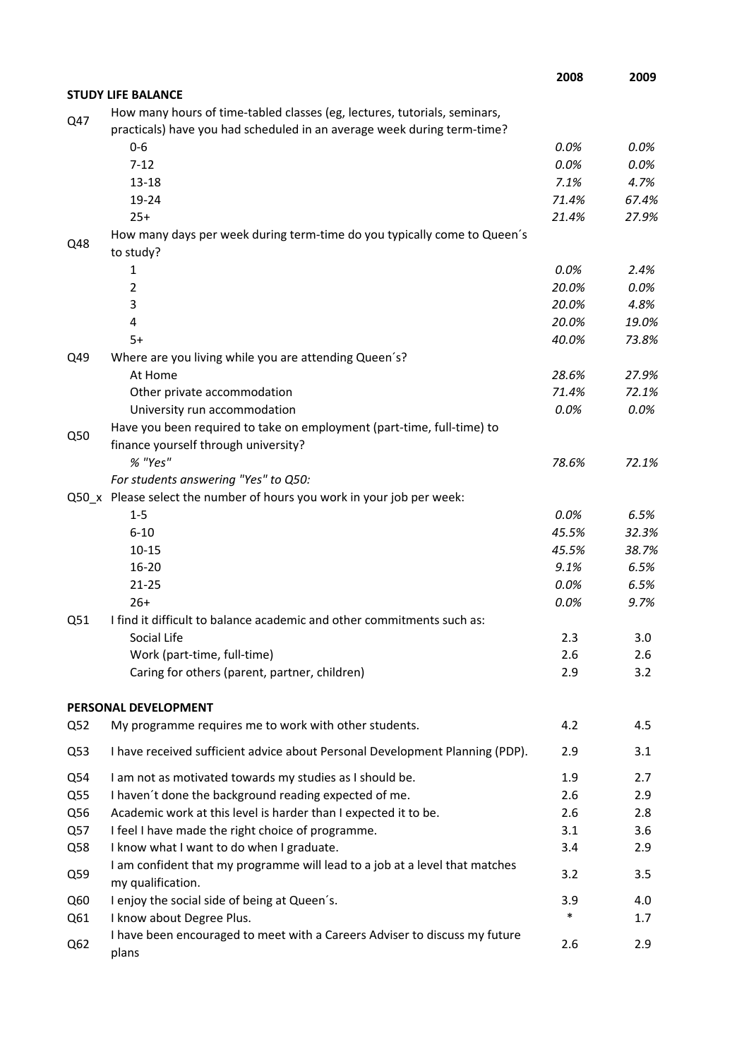| | | 2008 | 2009 |
|---|---|---|---|
| **STUDY LIFE BALANCE** | | | |
| Q47 | How many hours of time-tabled classes (eg, lectures, tutorials, seminars, practicals) have you had scheduled in an average week during term-time? | | |
| | 0-6 | *0.0%* | *0.0%* |
| | 7-12 | *0.0%* | *0.0%* |
| | 13-18 | *7.1%* | *4.7%* |
| | 19-24 | *71.4%* | *67.4%* |
| | 25+ | *21.4%* | *27.9%* |
| Q48 | How many days per week during term-time do you typically come to Queen´s to study? | | |
| | 1 | *0.0%* | *2.4%* |
| | 2 | *20.0%* | *0.0%* |
| | 3 | *20.0%* | *4.8%* |
| | 4 | *20.0%* | *19.0%* |
| | 5+ | *40.0%* | *73.8%* |
| Q49 | Where are you living while you are attending Queen´s? | | |
| | At Home | *28.6%* | *27.9%* |
| | Other private accommodation | *71.4%* | *72.1%* |
| | University run accommodation | *0.0%* | *0.0%* |
| Q50 | Have you been required to take on employment (part-time, full-time) to finance yourself through university? | | |
| | *% "Yes"* | *78.6%* | *72.1%* |
| | *For students answering "Yes" to Q50:* | | |
| Q50_x | Please select the number of hours you work in your job per week: | | |
| | 1-5 | *0.0%* | *6.5%* |
| | 6-10 | *45.5%* | *32.3%* |
| | 10-15 | *45.5%* | *38.7%* |
| | 16-20 | *9.1%* | *6.5%* |
| | 21-25 | *0.0%* | *6.5%* |
| | 26+ | *0.0%* | *9.7%* |
| Q51 | I find it difficult to balance academic and other commitments such as: | | |
| | Social Life | 2.3 | 3.0 |
| | Work (part-time, full-time) | 2.6 | 2.6 |
| | Caring for others (parent, partner, children) | 2.9 | 3.2 |
| **PERSONAL DEVELOPMENT** | | | |
| Q52 | My programme requires me to work with other students. | 4.2 | 4.5 |
| Q53 | I have received sufficient advice about Personal Development Planning (PDP). | 2.9 | 3.1 |
| Q54 | I am not as motivated towards my studies as I should be. | 1.9 | 2.7 |
| Q55 | I haven´t done the background reading expected of me. | 2.6 | 2.9 |
| Q56 | Academic work at this level is harder than I expected it to be. | 2.6 | 2.8 |
| Q57 | I feel I have made the right choice of programme. | 3.1 | 3.6 |
| Q58 | I know what I want to do when I graduate. | 3.4 | 2.9 |
| Q59 | I am confident that my programme will lead to a job at a level that matches my qualification. | 3.2 | 3.5 |
| Q60 | I enjoy the social side of being at Queen´s. | 3.9 | 4.0 |
| Q61 | I know about Degree Plus. | * | 1.7 |
| Q62 | I have been encouraged to meet with a Careers Adviser to discuss my future plans | 2.6 | 2.9 |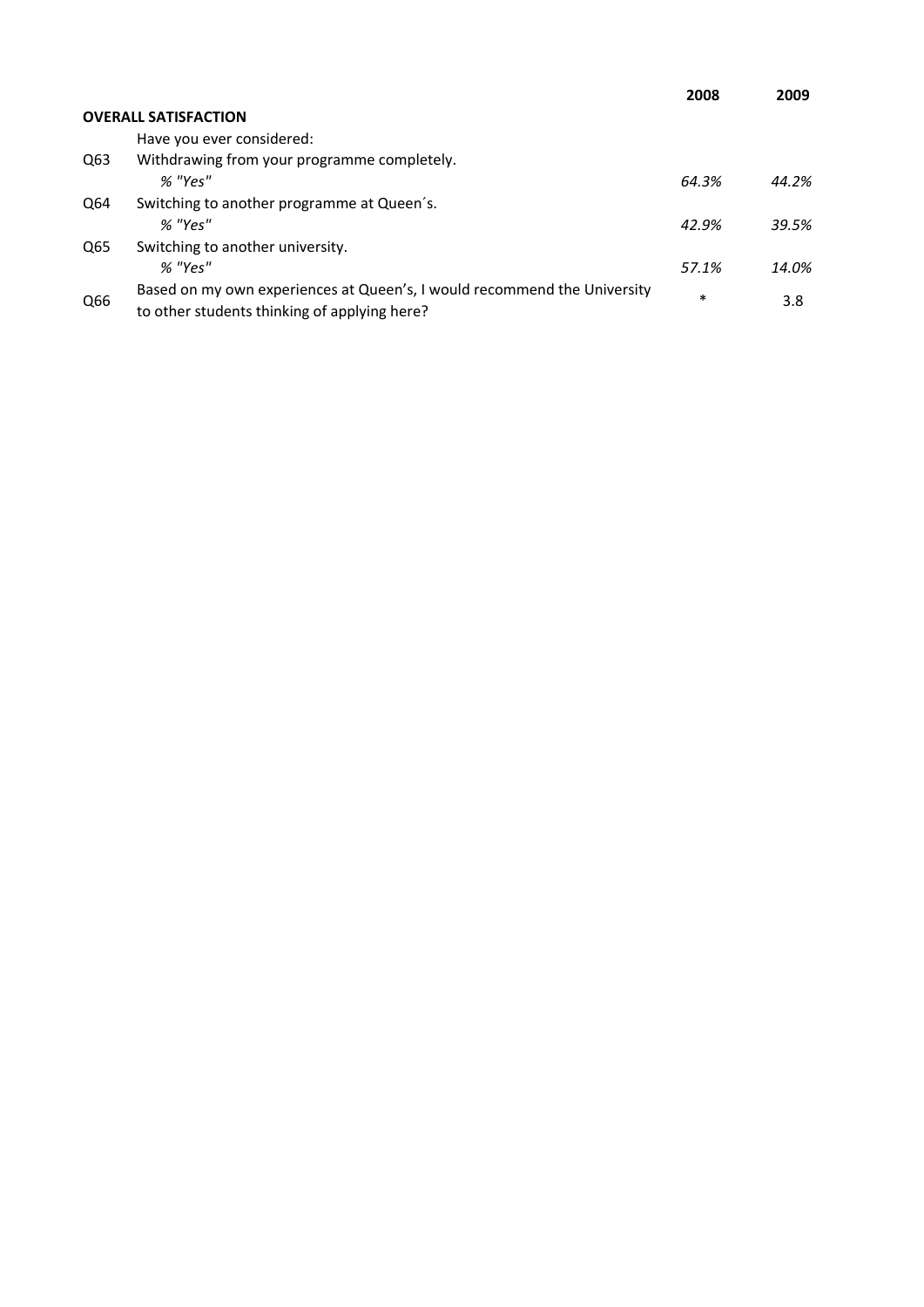| | | 2008 | 2009 |
|---|---|---|---|
| **OVERALL SATISFACTION** | | | |
| | Have you ever considered: | | |
| Q63 | Withdrawing from your programme completely. | | |
| | *% "Yes"* | *64.3%* | *44.2%* |
| Q64 | Switching to another programme at Queen´s. | | |
| | *% "Yes"* | *42.9%* | *39.5%* |
| Q65 | Switching to another university. | | |
| | *% "Yes"* | *57.1%* | *14.0%* |
| Q66 | Based on my own experiences at Queen's, I would recommend the University to other students thinking of applying here? | * | 3.8 |